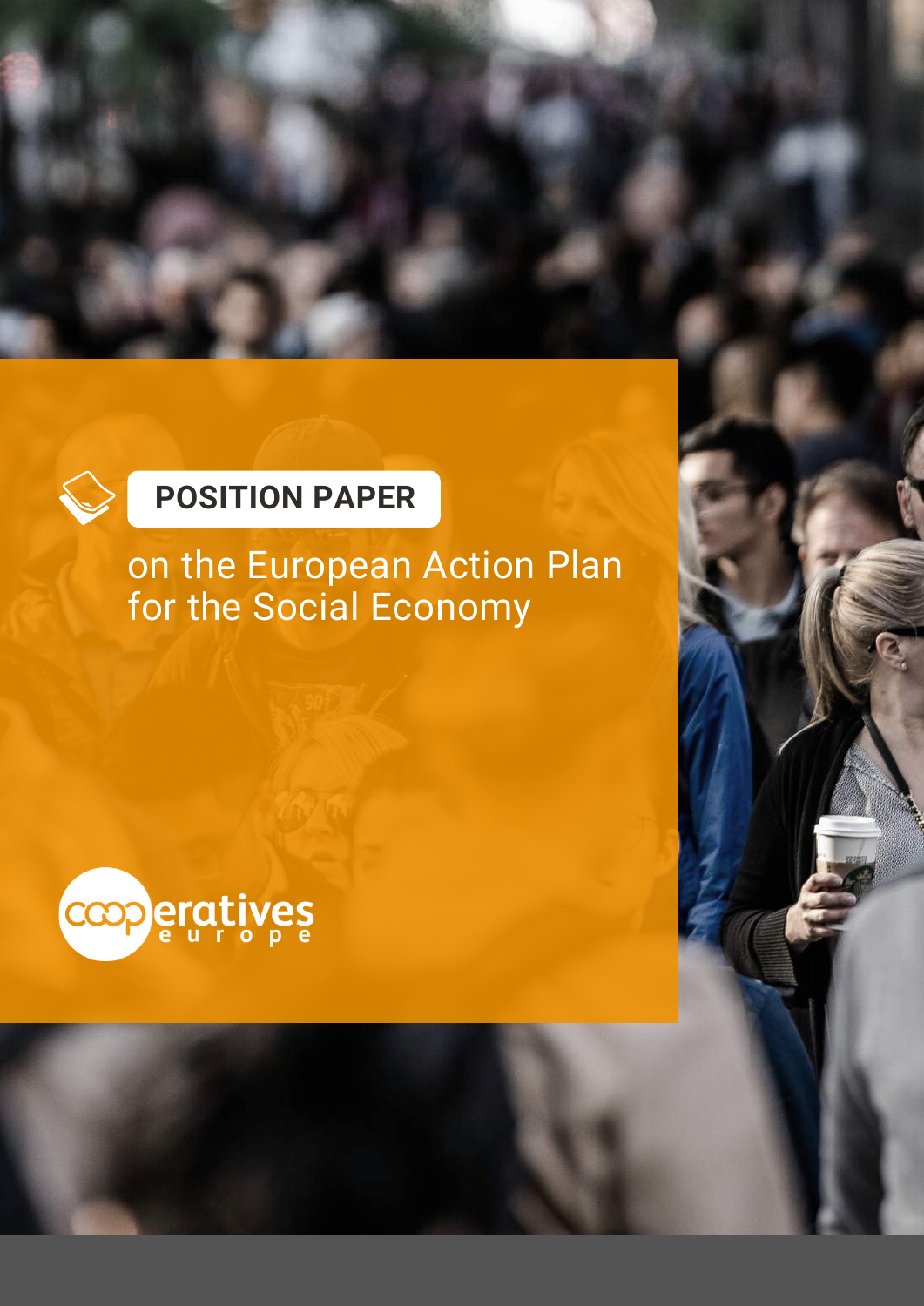**POSITION PAPER**

# on the European Action Plan for the Social Economy

cooperatives europe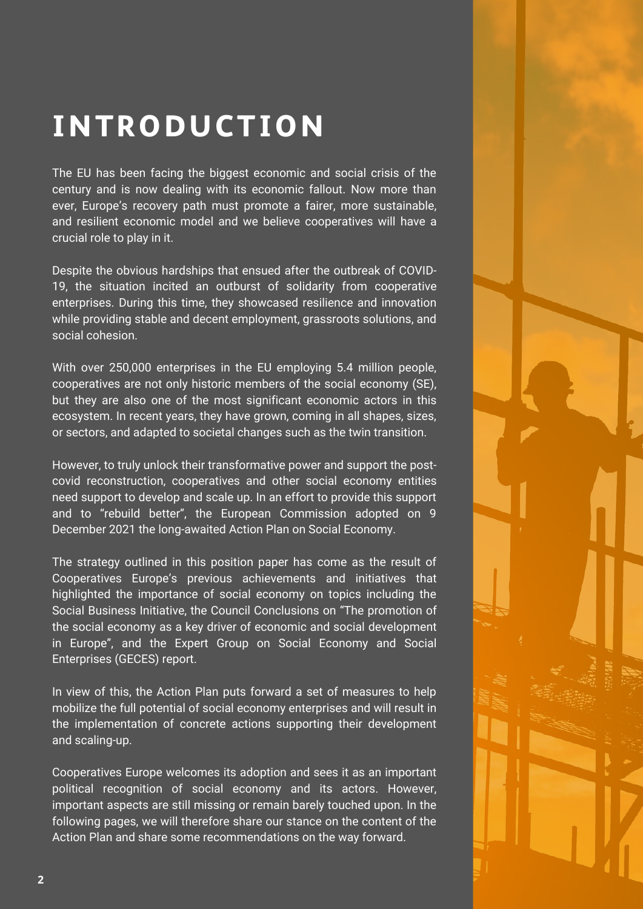# INTRODUCTION

The EU has been facing the biggest economic and social crisis of the century and is now dealing with its economic fallout. Now more than ever, Europe's recovery path must promote a fairer, more sustainable, and resilient economic model and we believe cooperatives will have a crucial role to play in it.

Despite the obvious hardships that ensued after the outbreak of COVID-19, the situation incited an outburst of solidarity from cooperative enterprises. During this time, they showcased resilience and innovation while providing stable and decent employment, grassroots solutions, and social cohesion.

With over 250,000 enterprises in the EU employing 5.4 million people, cooperatives are not only historic members of the social economy (SE), but they are also one of the most significant economic actors in this ecosystem. In recent years, they have grown, coming in all shapes, sizes, or sectors, and adapted to societal changes such as the twin transition.

However, to truly unlock their transformative power and support the post-covid reconstruction, cooperatives and other social economy entities need support to develop and scale up. In an effort to provide this support and to "rebuild better", the European Commission adopted on 9 December 2021 the long-awaited Action Plan on Social Economy.

The strategy outlined in this position paper has come as the result of Cooperatives Europe's previous achievements and initiatives that highlighted the importance of social economy on topics including the Social Business Initiative, the Council Conclusions on "The promotion of the social economy as a key driver of economic and social development in Europe", and the Expert Group on Social Economy and Social Enterprises (GECES) report.

In view of this, the Action Plan puts forward a set of measures to help mobilize the full potential of social economy enterprises and will result in the implementation of concrete actions supporting their development and scaling-up.

Cooperatives Europe welcomes its adoption and sees it as an important political recognition of social economy and its actors. However, important aspects are still missing or remain barely touched upon. In the following pages, we will therefore share our stance on the content of the Action Plan and share some recommendations on the way forward.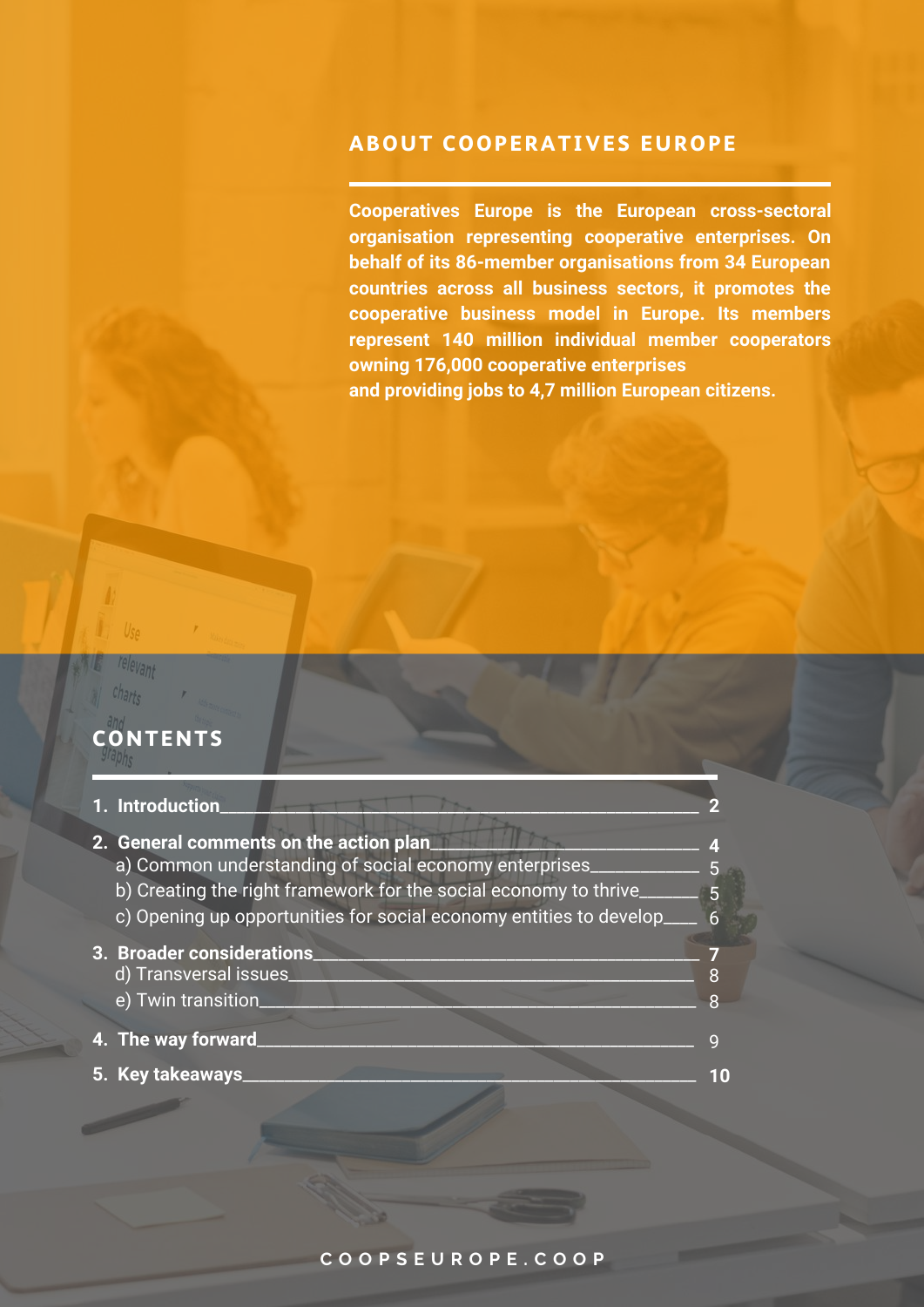## ABOUT COOPERATIVES EUROPE

**Cooperatives Europe is the European cross-sectoral organisation representing cooperative enterprises. On behalf of its 86-member organisations from 34 European countries across all business sectors, it promotes the cooperative business model in Europe. Its members represent 140 million individual member cooperators owning 176,000 cooperative enterprises and providing jobs to 4,7 million European citizens.**

## CONTENTS

1. **Introduction** — 2
2. **General comments on the action plan** — 4
   - a) Common understanding of social economy enterprises — 5
   - b) Creating the right framework for the social economy to thrive — 5
   - c) Opening up opportunities for social economy entities to develop — 6
3. **Broader considerations** — 7
   - d) Transversal issues — 8
   - e) Twin transition — 8
4. **The way forward** — 9
5. **Key takeaways** — 10

COOPSEUROPE.COOP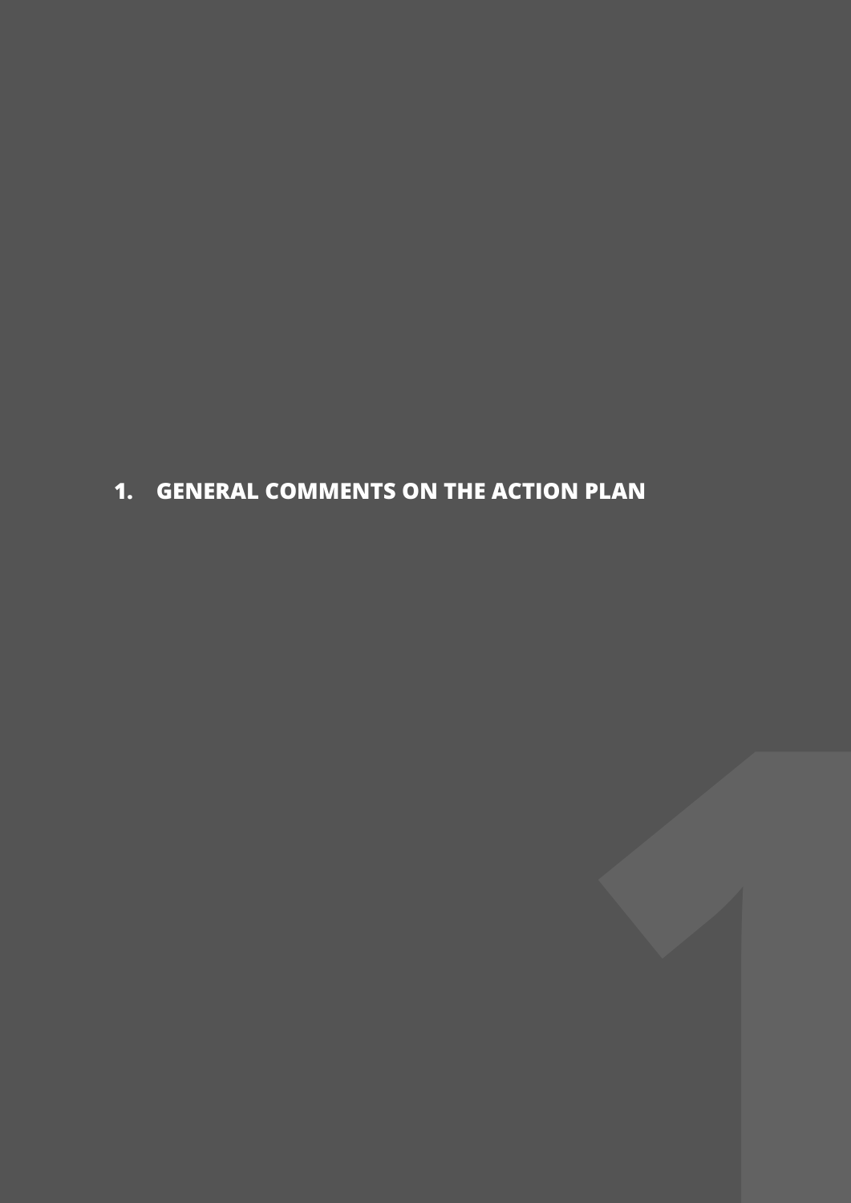# 1. GENERAL COMMENTS ON THE ACTION PLAN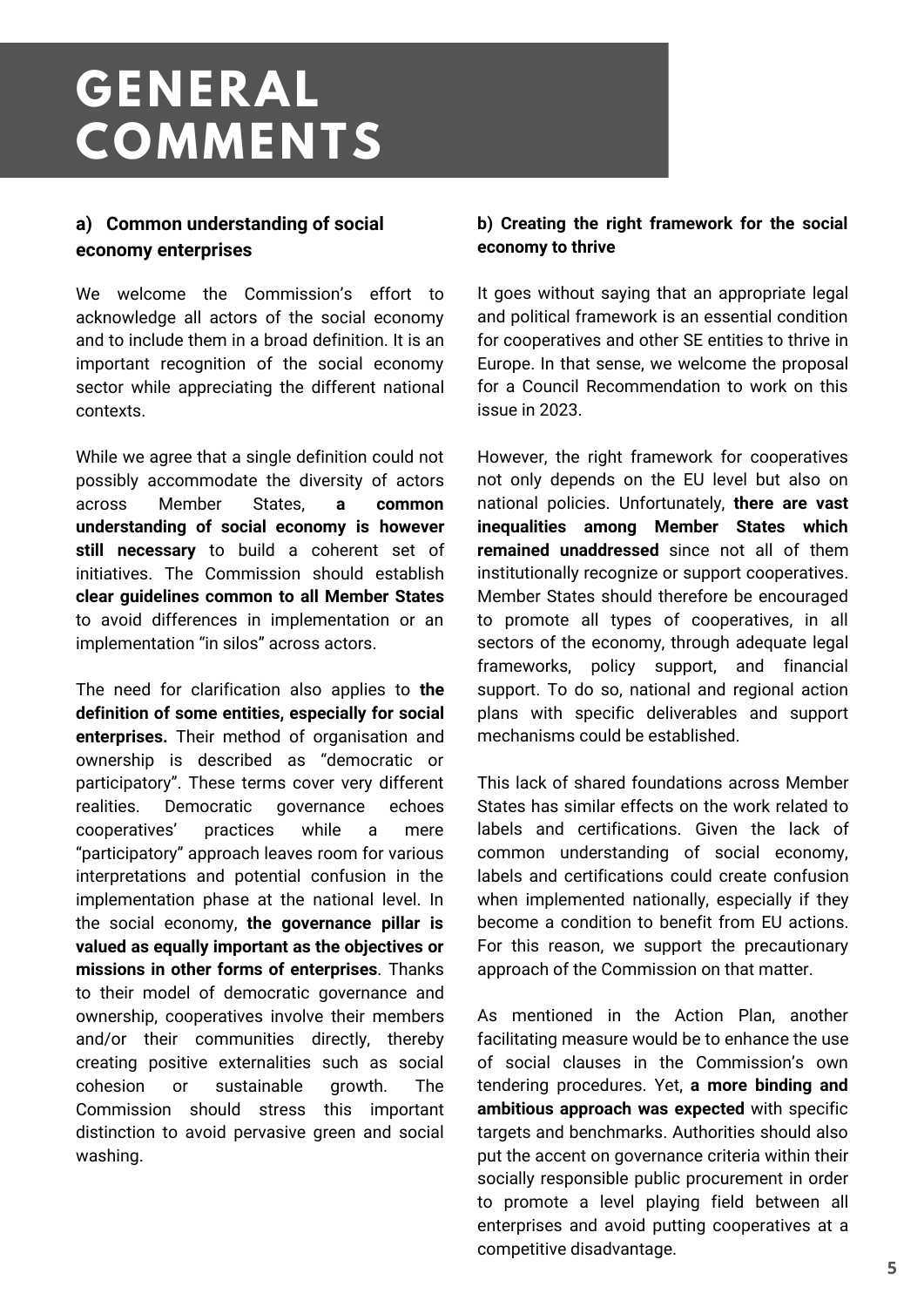# GENERAL COMMENTS

## a) Common understanding of social economy enterprises

We welcome the Commission's effort to acknowledge all actors of the social economy and to include them in a broad definition. It is an important recognition of the social economy sector while appreciating the different national contexts.

While we agree that a single definition could not possibly accommodate the diversity of actors across Member States, **a common understanding of social economy is however still necessary** to build a coherent set of initiatives. The Commission should establish **clear guidelines common to all Member States** to avoid differences in implementation or an implementation "in silos" across actors.

The need for clarification also applies to **the definition of some entities, especially for social enterprises.** Their method of organisation and ownership is described as "democratic or participatory". These terms cover very different realities. Democratic governance echoes cooperatives' practices while a mere "participatory" approach leaves room for various interpretations and potential confusion in the implementation phase at the national level. In the social economy, **the governance pillar is valued as equally important as the objectives or missions in other forms of enterprises**. Thanks to their model of democratic governance and ownership, cooperatives involve their members and/or their communities directly, thereby creating positive externalities such as social cohesion or sustainable growth. The Commission should stress this important distinction to avoid pervasive green and social washing.

## b) Creating the right framework for the social economy to thrive

It goes without saying that an appropriate legal and political framework is an essential condition for cooperatives and other SE entities to thrive in Europe. In that sense, we welcome the proposal for a Council Recommendation to work on this issue in 2023.

However, the right framework for cooperatives not only depends on the EU level but also on national policies. Unfortunately, **there are vast inequalities among Member States which remained unaddressed** since not all of them institutionally recognize or support cooperatives. Member States should therefore be encouraged to promote all types of cooperatives, in all sectors of the economy, through adequate legal frameworks, policy support, and financial support. To do so, national and regional action plans with specific deliverables and support mechanisms could be established.

This lack of shared foundations across Member States has similar effects on the work related to labels and certifications. Given the lack of common understanding of social economy, labels and certifications could create confusion when implemented nationally, especially if they become a condition to benefit from EU actions. For this reason, we support the precautionary approach of the Commission on that matter.

As mentioned in the Action Plan, another facilitating measure would be to enhance the use of social clauses in the Commission's own tendering procedures. Yet, **a more binding and ambitious approach was expected** with specific targets and benchmarks. Authorities should also put the accent on governance criteria within their socially responsible public procurement in order to promote a level playing field between all enterprises and avoid putting cooperatives at a competitive disadvantage.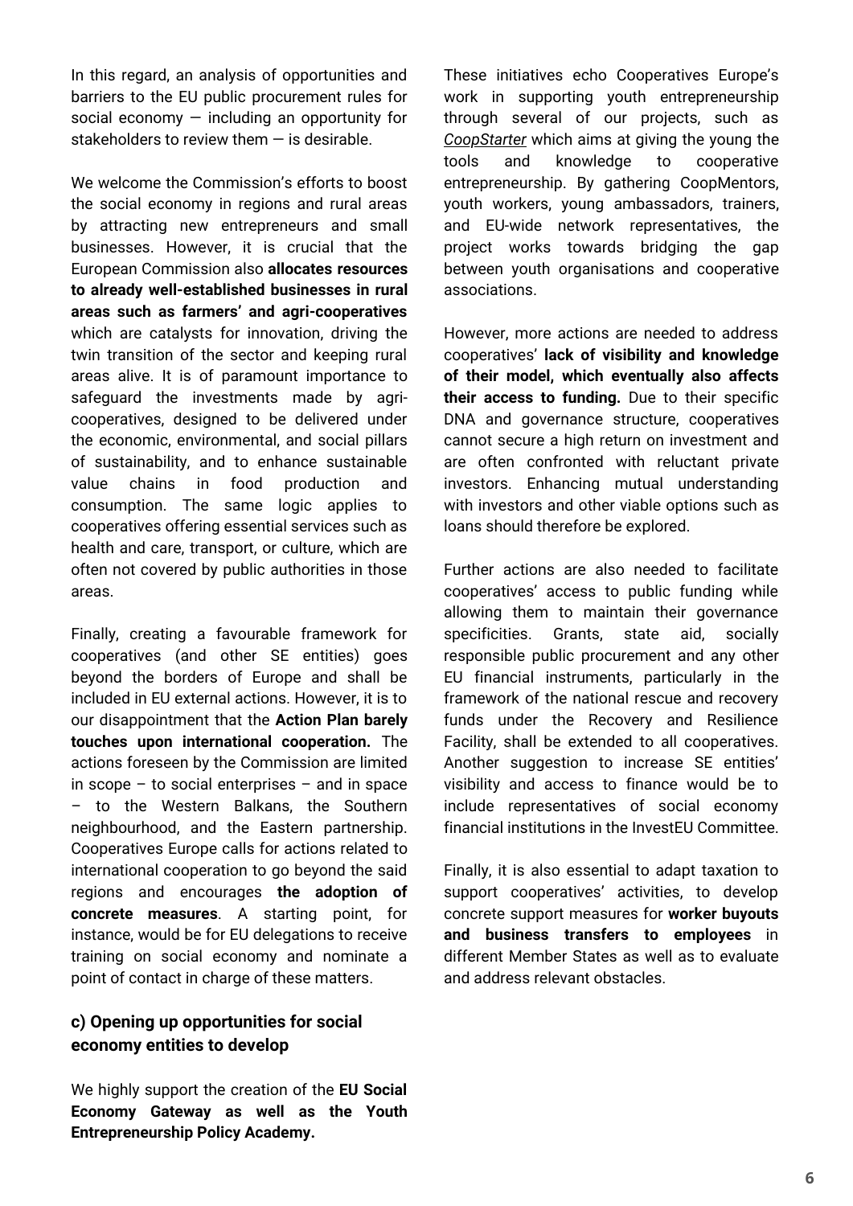In this regard, an analysis of opportunities and barriers to the EU public procurement rules for social economy — including an opportunity for stakeholders to review them — is desirable.

We welcome the Commission's efforts to boost the social economy in regions and rural areas by attracting new entrepreneurs and small businesses. However, it is crucial that the European Commission also **allocates resources to already well-established businesses in rural areas such as farmers' and agri-cooperatives** which are catalysts for innovation, driving the twin transition of the sector and keeping rural areas alive. It is of paramount importance to safeguard the investments made by agri-cooperatives, designed to be delivered under the economic, environmental, and social pillars of sustainability, and to enhance sustainable value chains in food production and consumption. The same logic applies to cooperatives offering essential services such as health and care, transport, or culture, which are often not covered by public authorities in those areas.

Finally, creating a favourable framework for cooperatives (and other SE entities) goes beyond the borders of Europe and shall be included in EU external actions. However, it is to our disappointment that the **Action Plan barely touches upon international cooperation.** The actions foreseen by the Commission are limited in scope – to social enterprises – and in space – to the Western Balkans, the Southern neighbourhood, and the Eastern partnership. Cooperatives Europe calls for actions related to international cooperation to go beyond the said regions and encourages **the adoption of concrete measures**. A starting point, for instance, would be for EU delegations to receive training on social economy and nominate a point of contact in charge of these matters.

### c) Opening up opportunities for social economy entities to develop

We highly support the creation of the **EU Social Economy Gateway as well as the Youth Entrepreneurship Policy Academy.**

These initiatives echo Cooperatives Europe's work in supporting youth entrepreneurship through several of our projects, such as *CoopStarter* which aims at giving the young the tools and knowledge to cooperative entrepreneurship. By gathering CoopMentors, youth workers, young ambassadors, trainers, and EU-wide network representatives, the project works towards bridging the gap between youth organisations and cooperative associations.

However, more actions are needed to address cooperatives' **lack of visibility and knowledge of their model, which eventually also affects their access to funding.** Due to their specific DNA and governance structure, cooperatives cannot secure a high return on investment and are often confronted with reluctant private investors. Enhancing mutual understanding with investors and other viable options such as loans should therefore be explored.

Further actions are also needed to facilitate cooperatives' access to public funding while allowing them to maintain their governance specificities. Grants, state aid, socially responsible public procurement and any other EU financial instruments, particularly in the framework of the national rescue and recovery funds under the Recovery and Resilience Facility, shall be extended to all cooperatives. Another suggestion to increase SE entities' visibility and access to finance would be to include representatives of social economy financial institutions in the InvestEU Committee.

Finally, it is also essential to adapt taxation to support cooperatives' activities, to develop concrete support measures for **worker buyouts and business transfers to employees** in different Member States as well as to evaluate and address relevant obstacles.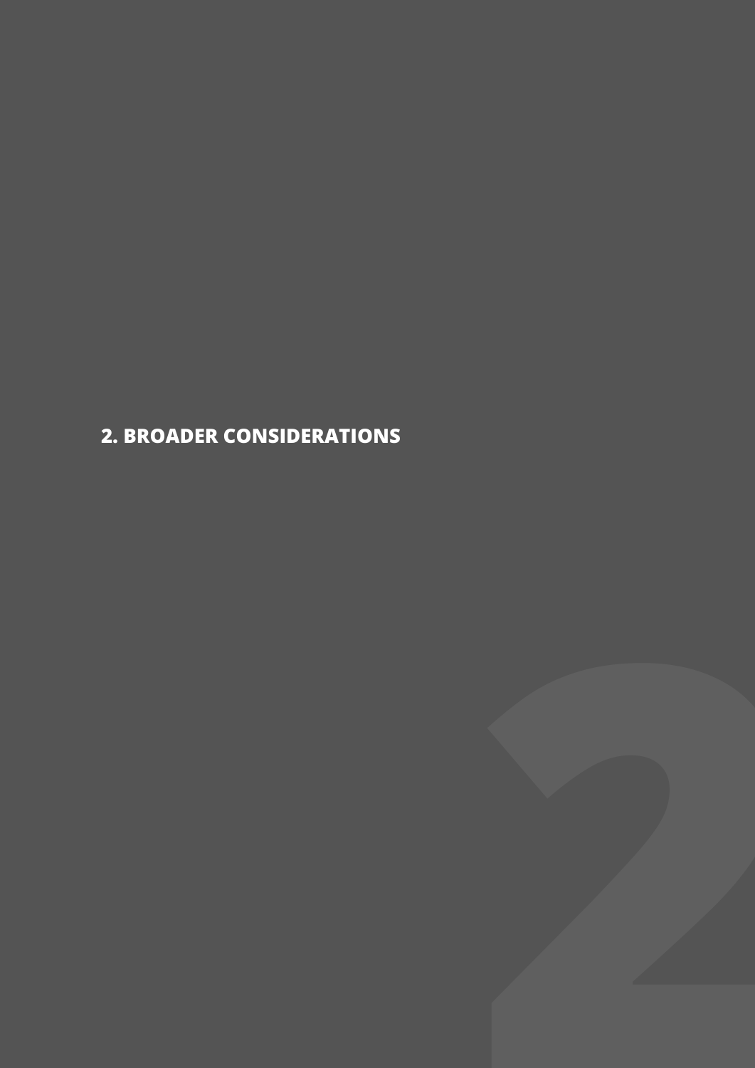# 2. BROADER CONSIDERATIONS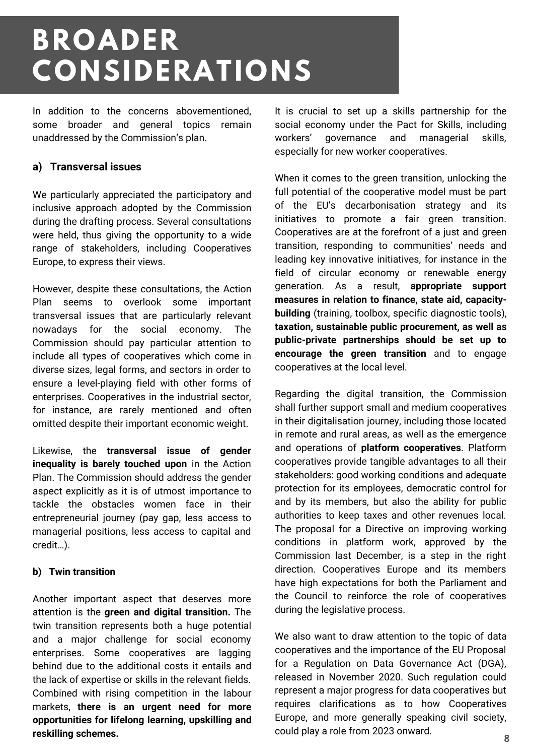# BROADER CONSIDERATIONS

In addition to the concerns abovementioned, some broader and general topics remain unaddressed by the Commission's plan.

### a) Transversal issues

We particularly appreciated the participatory and inclusive approach adopted by the Commission during the drafting process. Several consultations were held, thus giving the opportunity to a wide range of stakeholders, including Cooperatives Europe, to express their views.

However, despite these consultations, the Action Plan seems to overlook some important transversal issues that are particularly relevant nowadays for the social economy. The Commission should pay particular attention to include all types of cooperatives which come in diverse sizes, legal forms, and sectors in order to ensure a level-playing field with other forms of enterprises. Cooperatives in the industrial sector, for instance, are rarely mentioned and often omitted despite their important economic weight.

Likewise, the **transversal issue of gender inequality is barely touched upon** in the Action Plan. The Commission should address the gender aspect explicitly as it is of utmost importance to tackle the obstacles women face in their entrepreneurial journey (pay gap, less access to managerial positions, less access to capital and credit…).

### b) Twin transition

Another important aspect that deserves more attention is the **green and digital transition.** The twin transition represents both a huge potential and a major challenge for social economy enterprises. Some cooperatives are lagging behind due to the additional costs it entails and the lack of expertise or skills in the relevant fields. Combined with rising competition in the labour markets, **there is an urgent need for more opportunities for lifelong learning, upskilling and reskilling schemes.**

It is crucial to set up a skills partnership for the social economy under the Pact for Skills, including workers' governance and managerial skills, especially for new worker cooperatives.

When it comes to the green transition, unlocking the full potential of the cooperative model must be part of the EU's decarbonisation strategy and its initiatives to promote a fair green transition. Cooperatives are at the forefront of a just and green transition, responding to communities' needs and leading key innovative initiatives, for instance in the field of circular economy or renewable energy generation. As a result, **appropriate support measures in relation to finance, state aid, capacity-building** (training, toolbox, specific diagnostic tools), **taxation, sustainable public procurement, as well as public-private partnerships should be set up to encourage the green transition** and to engage cooperatives at the local level.

Regarding the digital transition, the Commission shall further support small and medium cooperatives in their digitalisation journey, including those located in remote and rural areas, as well as the emergence and operations of **platform cooperatives**. Platform cooperatives provide tangible advantages to all their stakeholders: good working conditions and adequate protection for its employees, democratic control for and by its members, but also the ability for public authorities to keep taxes and other revenues local. The proposal for a Directive on improving working conditions in platform work, approved by the Commission last December, is a step in the right direction. Cooperatives Europe and its members have high expectations for both the Parliament and the Council to reinforce the role of cooperatives during the legislative process.

We also want to draw attention to the topic of data cooperatives and the importance of the EU Proposal for a Regulation on Data Governance Act (DGA), released in November 2020. Such regulation could represent a major progress for data cooperatives but requires clarifications as to how Cooperatives Europe, and more generally speaking civil society, could play a role from 2023 onward.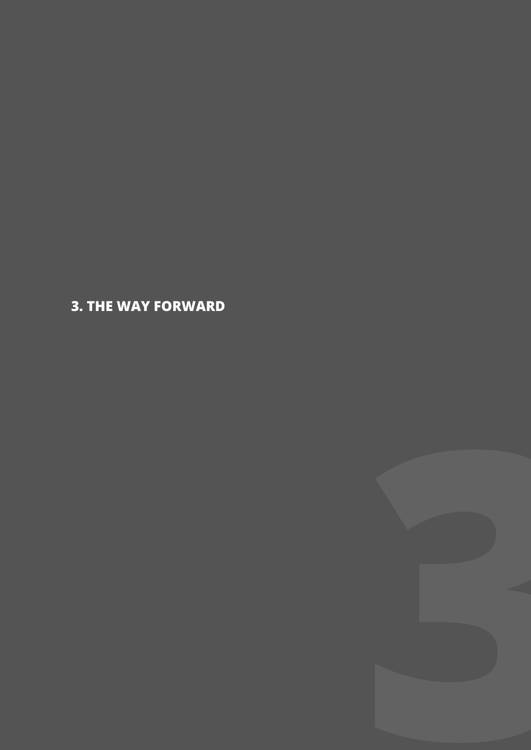# 3. THE WAY FORWARD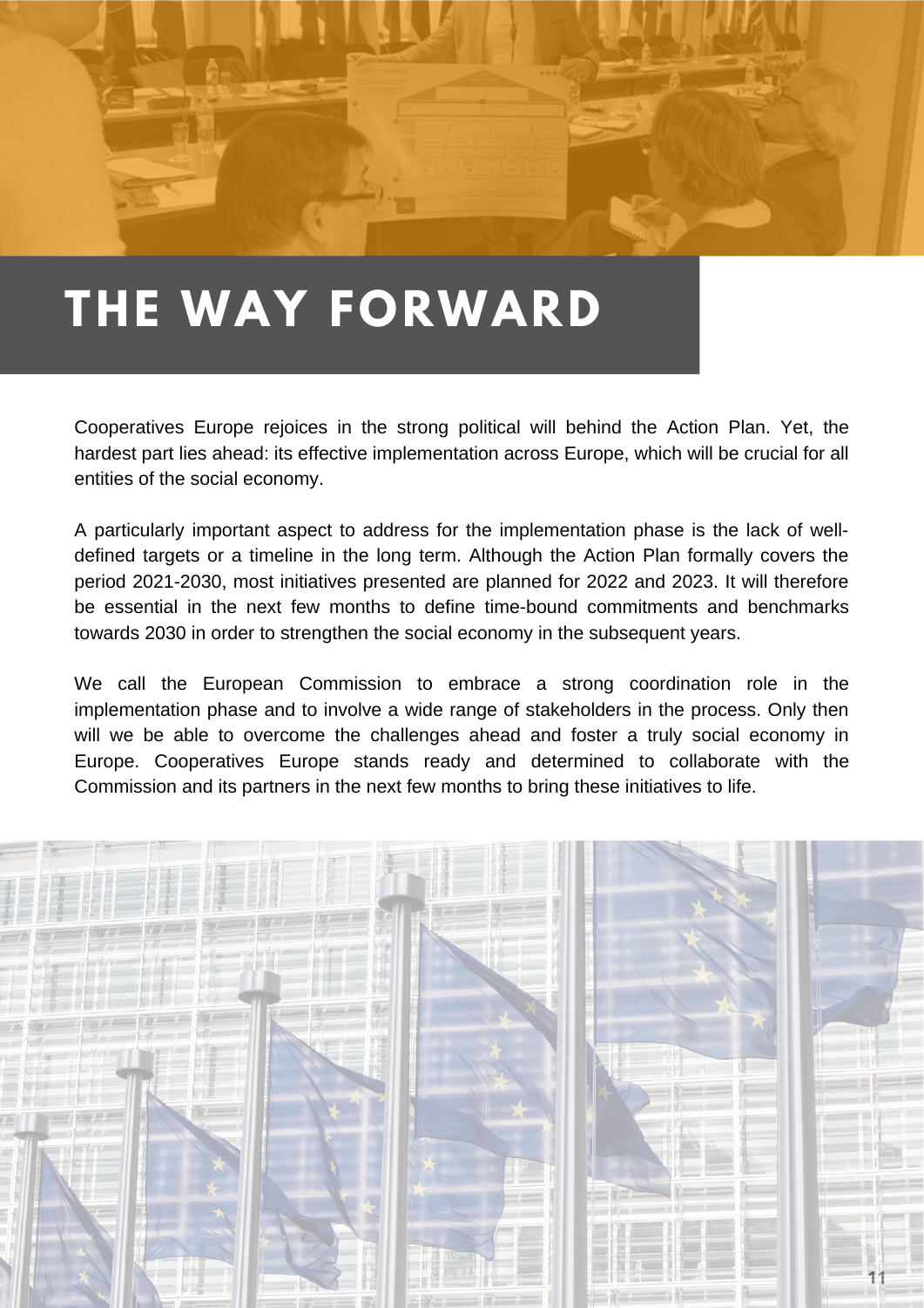# THE WAY FORWARD

Cooperatives Europe rejoices in the strong political will behind the Action Plan. Yet, the hardest part lies ahead: its effective implementation across Europe, which will be crucial for all entities of the social economy.

A particularly important aspect to address for the implementation phase is the lack of well-defined targets or a timeline in the long term. Although the Action Plan formally covers the period 2021-2030, most initiatives presented are planned for 2022 and 2023. It will therefore be essential in the next few months to define time-bound commitments and benchmarks towards 2030 in order to strengthen the social economy in the subsequent years.

We call the European Commission to embrace a strong coordination role in the implementation phase and to involve a wide range of stakeholders in the process. Only then will we be able to overcome the challenges ahead and foster a truly social economy in Europe. Cooperatives Europe stands ready and determined to collaborate with the Commission and its partners in the next few months to bring these initiatives to life.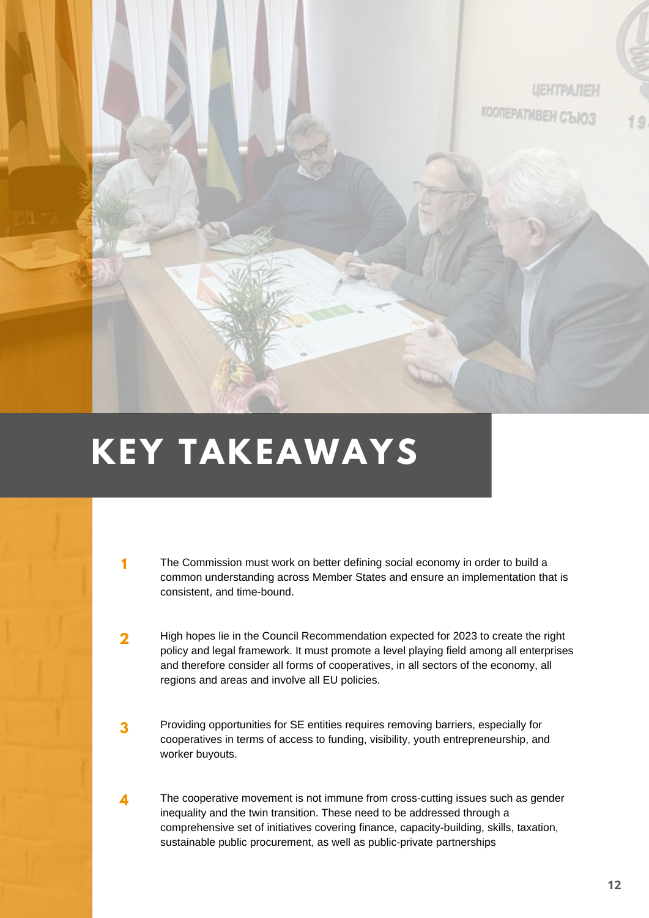# KEY TAKEAWAYS

1. The Commission must work on better defining social economy in order to build a common understanding across Member States and ensure an implementation that is consistent, and time-bound.

2. High hopes lie in the Council Recommendation expected for 2023 to create the right policy and legal framework. It must promote a level playing field among all enterprises and therefore consider all forms of cooperatives, in all sectors of the economy, all regions and areas and involve all EU policies.

3. Providing opportunities for SE entities requires removing barriers, especially for cooperatives in terms of access to funding, visibility, youth entrepreneurship, and worker buyouts.

4. The cooperative movement is not immune from cross-cutting issues such as gender inequality and the twin transition. These need to be addressed through a comprehensive set of initiatives covering finance, capacity-building, skills, taxation, sustainable public procurement, as well as public-private partnerships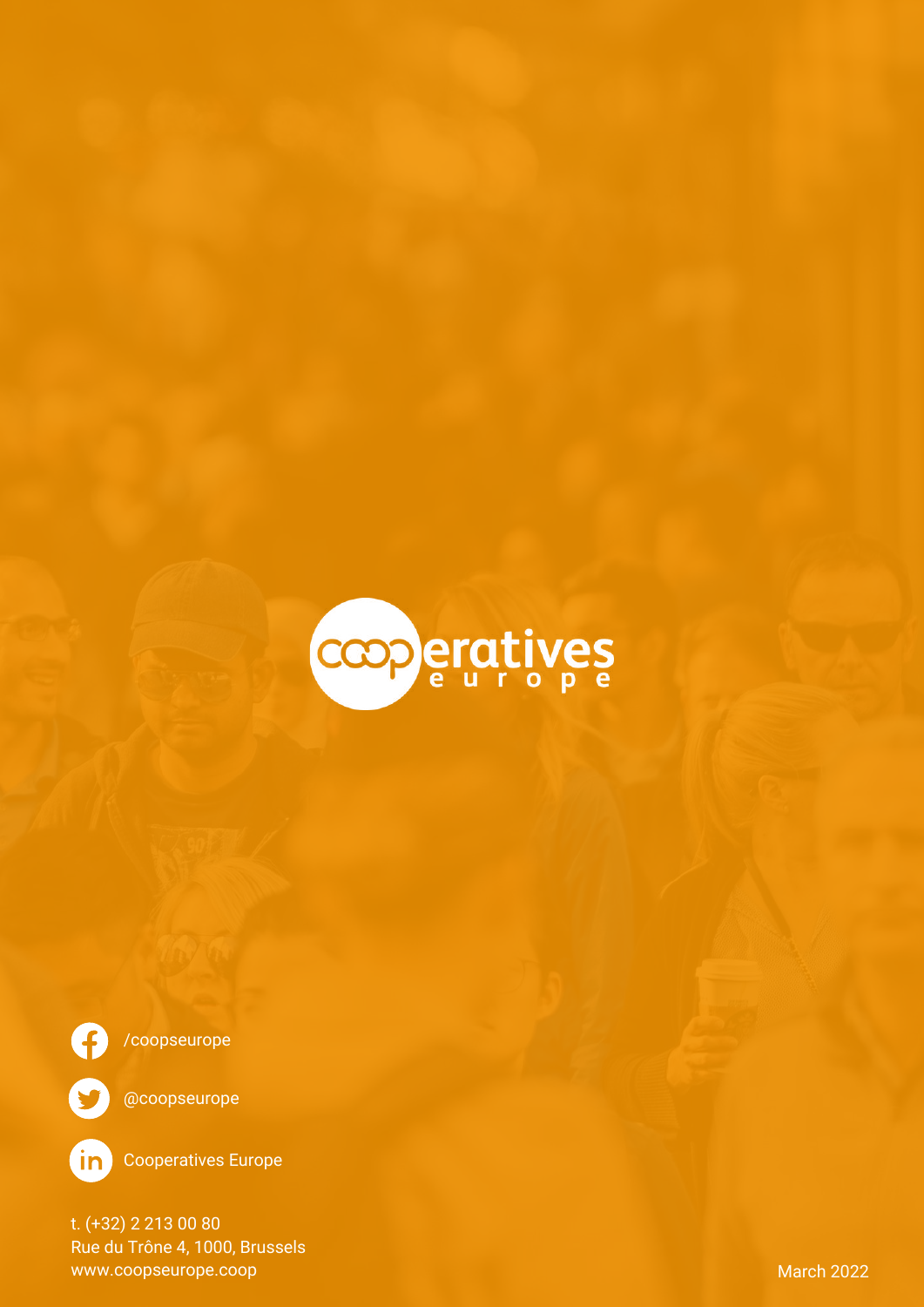cooperatives europe

/coopseurope

@coopseurope

Cooperatives Europe

t. (+32) 2 213 00 80
Rue du Trône 4, 1000, Brussels
www.coopseurope.coop

March 2022